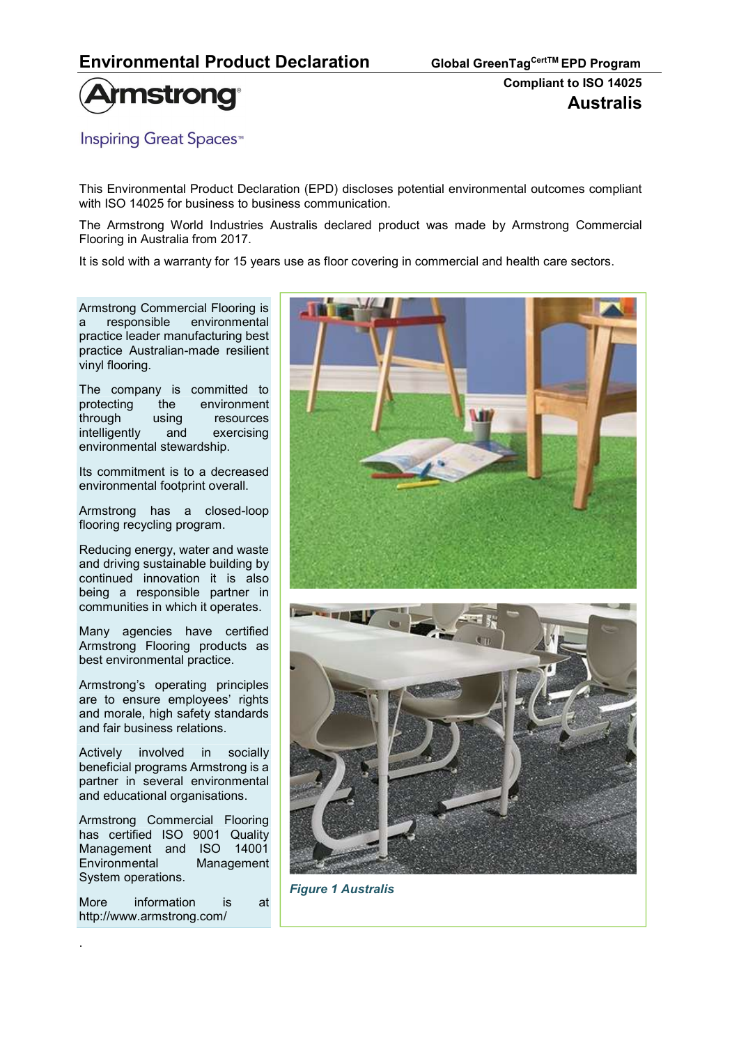# Environmental Product Declaration

**Global GreenTag$^{CertTM}$ EPD Program**

**Compliant to ISO 14025**

## Australis

Armstrong

Inspiring Great Spaces™

This Environmental Product Declaration (EPD) discloses potential environmental outcomes compliant with ISO 14025 for business to business communication.

The Armstrong World Industries Australis declared product was made by Armstrong Commercial Flooring in Australia from 2017.

It is sold with a warranty for 15 years use as floor covering in commercial and health care sectors.

Armstrong Commercial Flooring is a responsible environmental practice leader manufacturing best practice Australian-made resilient vinyl flooring.

The company is committed to protecting the environment through using resources intelligently and exercising environmental stewardship.

Its commitment is to a decreased environmental footprint overall.

Armstrong has a closed-loop flooring recycling program.

Reducing energy, water and waste and driving sustainable building by continued innovation it is also being a responsible partner in communities in which it operates.

Many agencies have certified Armstrong Flooring products as best environmental practice.

Armstrong's operating principles are to ensure employees' rights and morale, high safety standards and fair business relations.

Actively involved in socially beneficial programs Armstrong is a partner in several environmental and educational organisations.

Armstrong Commercial Flooring has certified ISO 9001 Quality Management and ISO 14001 Environmental Management System operations.

More information is at http://www.armstrong.com/

*Figure 1 Australis*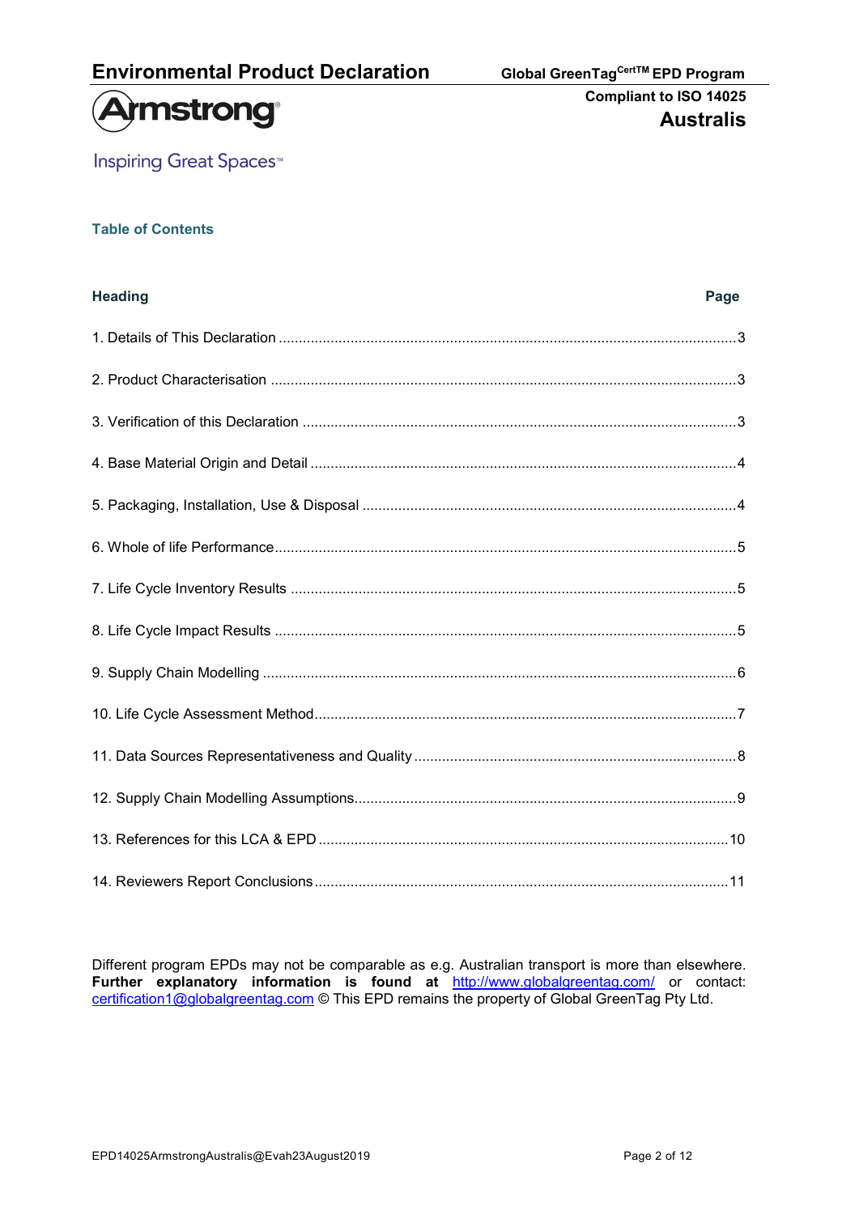## Table of Contents

| Heading | Page |
|---|---|
| 1. Details of This Declaration | 3 |
| 2. Product Characterisation | 3 |
| 3. Verification of this Declaration | 3 |
| 4. Base Material Origin and Detail | 4 |
| 5. Packaging, Installation, Use & Disposal | 4 |
| 6. Whole of life Performance | 5 |
| 7. Life Cycle Inventory Results | 5 |
| 8. Life Cycle Impact Results | 5 |
| 9. Supply Chain Modelling | 6 |
| 10. Life Cycle Assessment Method | 7 |
| 11. Data Sources Representativeness and Quality | 8 |
| 12. Supply Chain Modelling Assumptions | 9 |
| 13. References for this LCA & EPD | 10 |
| 14. Reviewers Report Conclusions | 11 |

Different program EPDs may not be comparable as e.g. Australian transport is more than elsewhere. **Further explanatory information is found at** http://www.globalgreentag.com/ or contact: certification1@globalgreentag.com © This EPD remains the property of Global GreenTag Pty Ltd.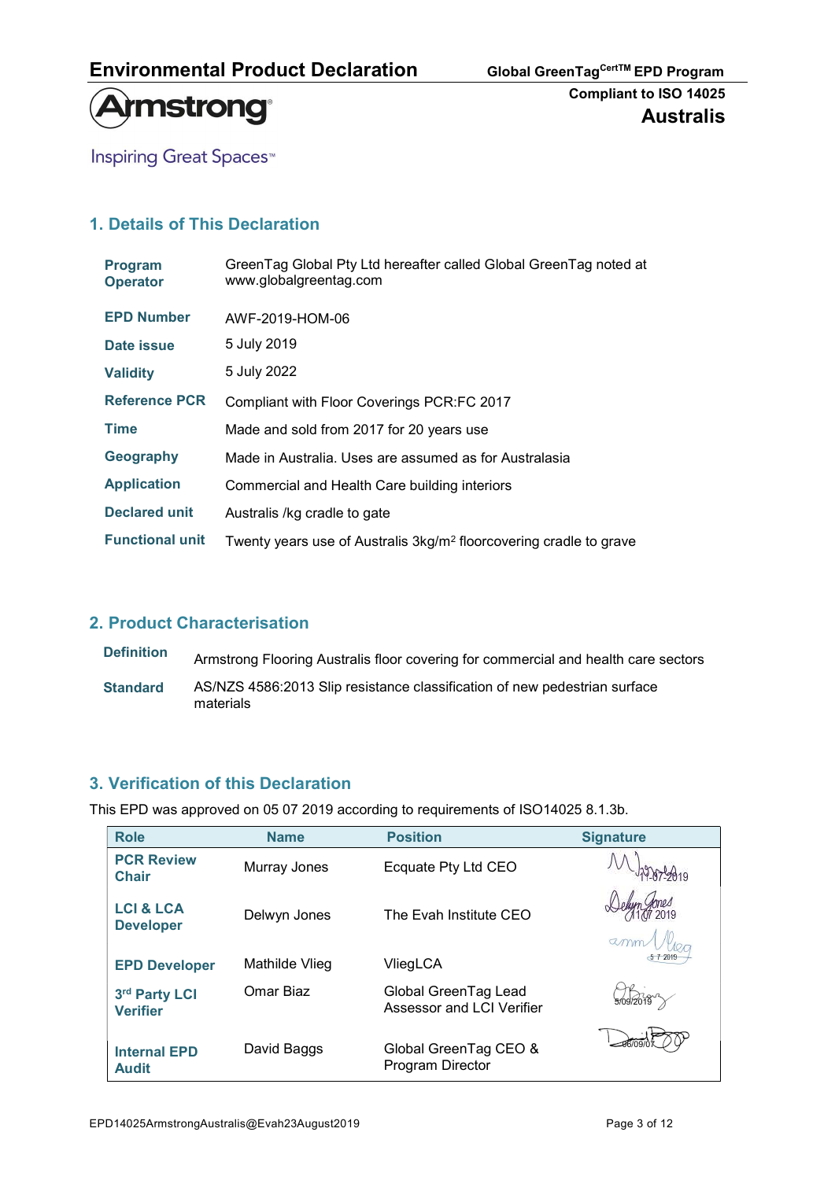# Environmental Product Declaration

Global GreenTag$^{CertTM}$ EPD Program

Compliant to ISO 14025

**Australis**

Armstrong®

Inspiring Great Spaces™

## 1. Details of This Declaration

| | |
|---|---|
| **Program Operator** | GreenTag Global Pty Ltd hereafter called Global GreenTag noted at www.globalgreentag.com |
| **EPD Number** | AWF-2019-HOM-06 |
| **Date issue** | 5 July 2019 |
| **Validity** | 5 July 2022 |
| **Reference PCR** | Compliant with Floor Coverings PCR:FC 2017 |
| **Time** | Made and sold from 2017 for 20 years use |
| **Geography** | Made in Australia. Uses are assumed as for Australasia |
| **Application** | Commercial and Health Care building interiors |
| **Declared unit** | Australis /kg cradle to gate |
| **Functional unit** | Twenty years use of Australis 3kg/m$^2$ floorcovering cradle to grave |

## 2. Product Characterisation

| | |
|---|---|
| **Definition** | Armstrong Flooring Australia floor covering for commercial and health care sectors |
| **Standard** | AS/NZS 4586:2013 Slip resistance classification of new pedestrian surface materials |

## 3. Verification of this Declaration

This EPD was approved on 05 07 2019 according to requirements of ISO14025 8.1.3b.

| Role | Name | Position | Signature |
|---|---|---|---|
| **PCR Review Chair** | Murray Jones | Equate Pty Ltd CEO | 11-07-2019 |
| **LCI & LCA Developer** | Delwyn Jones | The Evah Institute CEO | 11 07 2019 |
| **EPD Developer** | Mathilde Vlieg | VliegLCA | 5 7 2019 |
| **3rd Party LCI Verifier** | Omar Biaz | Global GreenTag Lead Assessor and LCI Verifier | 5/09/2019 |
| **Internal EPD Audit** | David Baggs | Global GreenTag CEO & Program Director | 06/09/07 |

EPD14025ArmstrongAustralis@Evah23August2019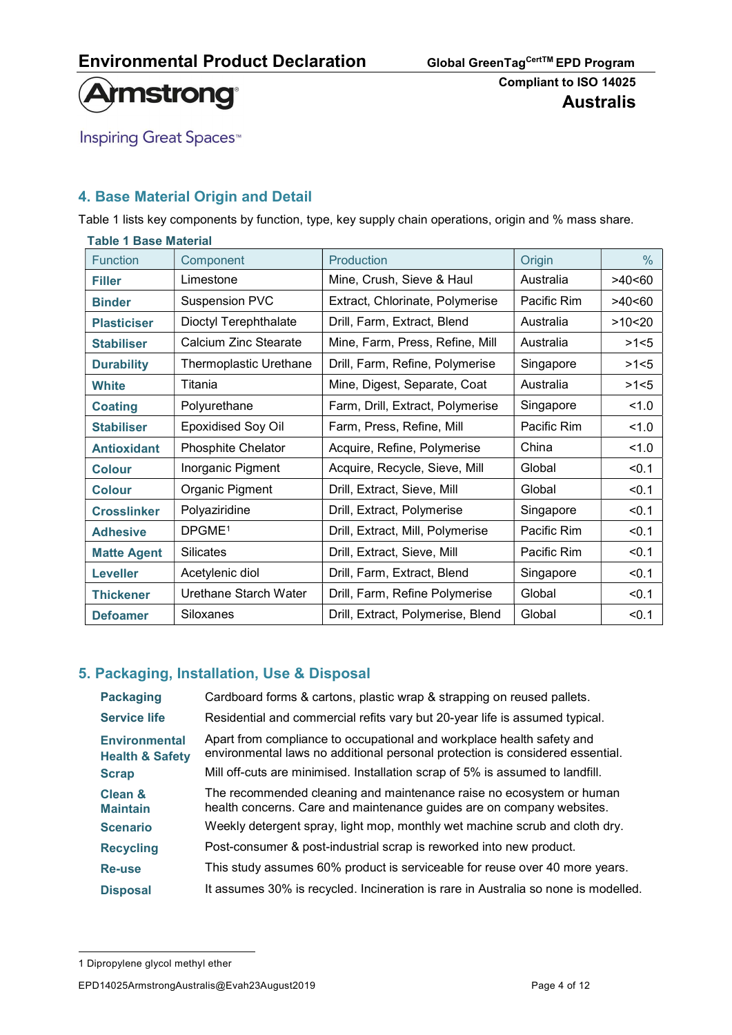## 4. Base Material Origin and Detail

Table 1 lists key components by function, type, key supply chain operations, origin and % mass share.

**Table 1 Base Material**

| Function | Component | Production | Origin | % |
|---|---|---|---|---|
| **Filler** | Limestone | Mine, Crush, Sieve & Haul | Australia | >40<60 |
| **Binder** | Suspension PVC | Extract, Chlorinate, Polymerise | Pacific Rim | >40<60 |
| **Plasticiser** | Dioctyl Terephthalate | Drill, Farm, Extract, Blend | Australia | >10<20 |
| **Stabiliser** | Calcium Zinc Stearate | Mine, Farm, Press, Refine, Mill | Australia | >1<5 |
| **Durability** | Thermoplastic Urethane | Drill, Farm, Refine, Polymerise | Singapore | >1<5 |
| **White** | Titania | Mine, Digest, Separate, Coat | Australia | >1<5 |
| **Coating** | Polyurethane | Farm, Drill, Extract, Polymerise | Singapore | <1.0 |
| **Stabiliser** | Epoxidised Soy Oil | Farm, Press, Refine, Mill | Pacific Rim | <1.0 |
| **Antioxidant** | Phosphite Chelator | Acquire, Refine, Polymerise | China | <1.0 |
| **Colour** | Inorganic Pigment | Acquire, Recycle, Sieve, Mill | Global | <0.1 |
| **Colour** | Organic Pigment | Drill, Extract, Sieve, Mill | Global | <0.1 |
| **Crosslinker** | Polyaziridine | Drill, Extract, Polymerise | Singapore | <0.1 |
| **Adhesive** | DPGME[1] | Drill, Extract, Mill, Polymerise | Pacific Rim | <0.1 |
| **Matte Agent** | Silicates | Drill, Extract, Sieve, Mill | Pacific Rim | <0.1 |
| **Leveller** | Acetylenic diol | Drill, Farm, Extract, Blend | Singapore | <0.1 |
| **Thickener** | Urethane Starch Water | Drill, Farm, Refine Polymerise | Global | <0.1 |
| **Defoamer** | Siloxanes | Drill, Extract, Polymerise, Blend | Global | <0.1 |

## 5. Packaging, Installation, Use & Disposal

| | |
|---|---|
| **Packaging** | Cardboard forms & cartons, plastic wrap & strapping on reused pallets. |
| **Service life** | Residential and commercial refits vary but 20-year life is assumed typical. |
| **Environmental Health & Safety** | Apart from compliance to occupational and workplace health safety and environmental laws no additional personal protection is considered essential. |
| **Scrap** | Mill off-cuts are minimised. Installation scrap of 5% is assumed to landfill. |
| **Clean & Maintain** | The recommended cleaning and maintenance raise no ecosystem or human health concerns. Care and maintenance guides are on company websites. |
| **Scenario** | Weekly detergent spray, light mop, monthly wet machine scrub and cloth dry. |
| **Recycling** | Post-consumer & post-industrial scrap is reworked into new product. |
| **Re-use** | This study assumes 60% product is serviceable for reuse over 40 more years. |
| **Disposal** | It assumes 30% is recycled. Incineration is rare in Australia so none is modelled. |

1 Dipropylene glycol methyl ether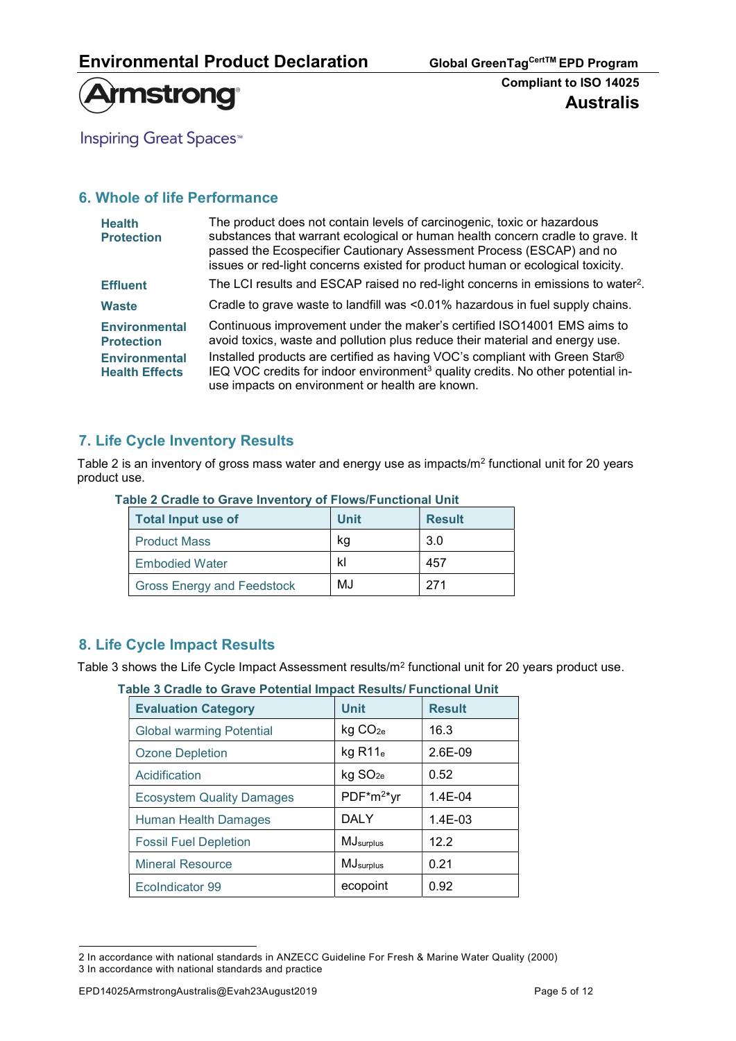## 6. Whole of life Performance

**Health Protection** — The product does not contain levels of carcinogenic, toxic or hazardous substances that warrant ecological or human health concern cradle to grave. It passed the Ecospecifier Cautionary Assessment Process (ESCAP) and no issues or red-light concerns existed for product human or ecological toxicity.

**Effluent** — The LCI results and ESCAP raised no red-light concerns in emissions to water[2].

**Waste** — Cradle to grave waste to landfill was <0.01% hazardous in fuel supply chains.

**Environmental Protection** — Continuous improvement under the maker's certified ISO14001 EMS aims to avoid toxics, waste and pollution plus reduce their material and energy use.

**Environmental Health Effects** — Installed products are certified as having VOC's compliant with Green Star® IEQ VOC credits for indoor environment[3] quality credits. No other potential in-use impacts on environment or health are known.

## 7. Life Cycle Inventory Results

Table 2 is an inventory of gross mass water and energy use as impacts/m$^2$ functional unit for 20 years product use.

**Table 2 Cradle to Grave Inventory of Flows/Functional Unit**

| Total Input use of | Unit | Result |
|---|---|---|
| Product Mass | kg | 3.0 |
| Embodied Water | kl | 457 |
| Gross Energy and Feedstock | MJ | 271 |

## 8. Life Cycle Impact Results

Table 3 shows the Life Cycle Impact Assessment results/m$^2$ functional unit for 20 years product use.

**Table 3 Cradle to Grave Potential Impact Results/ Functional Unit**

| Evaluation Category | Unit | Result |
|---|---|---|
| Global warming Potential | kg $CO_{2e}$ | 16.3 |
| Ozone Depletion | kg $R11_e$ | 2.6E-09 |
| Acidification | kg $SO_{2e}$ | 0.52 |
| Ecosystem Quality Damages | PDF*m$^2$*yr | 1.4E-04 |
| Human Health Damages | DALY | 1.4E-03 |
| Fossil Fuel Depletion | $MJ_{surplus}$ | 12.2 |
| Mineral Resource | $MJ_{surplus}$ | 0.21 |
| EcoIndicator 99 | ecopoint | 0.92 |

2 In accordance with national standards in ANZECC Guideline For Fresh & Marine Water Quality (2000)
3 In accordance with national standards and practice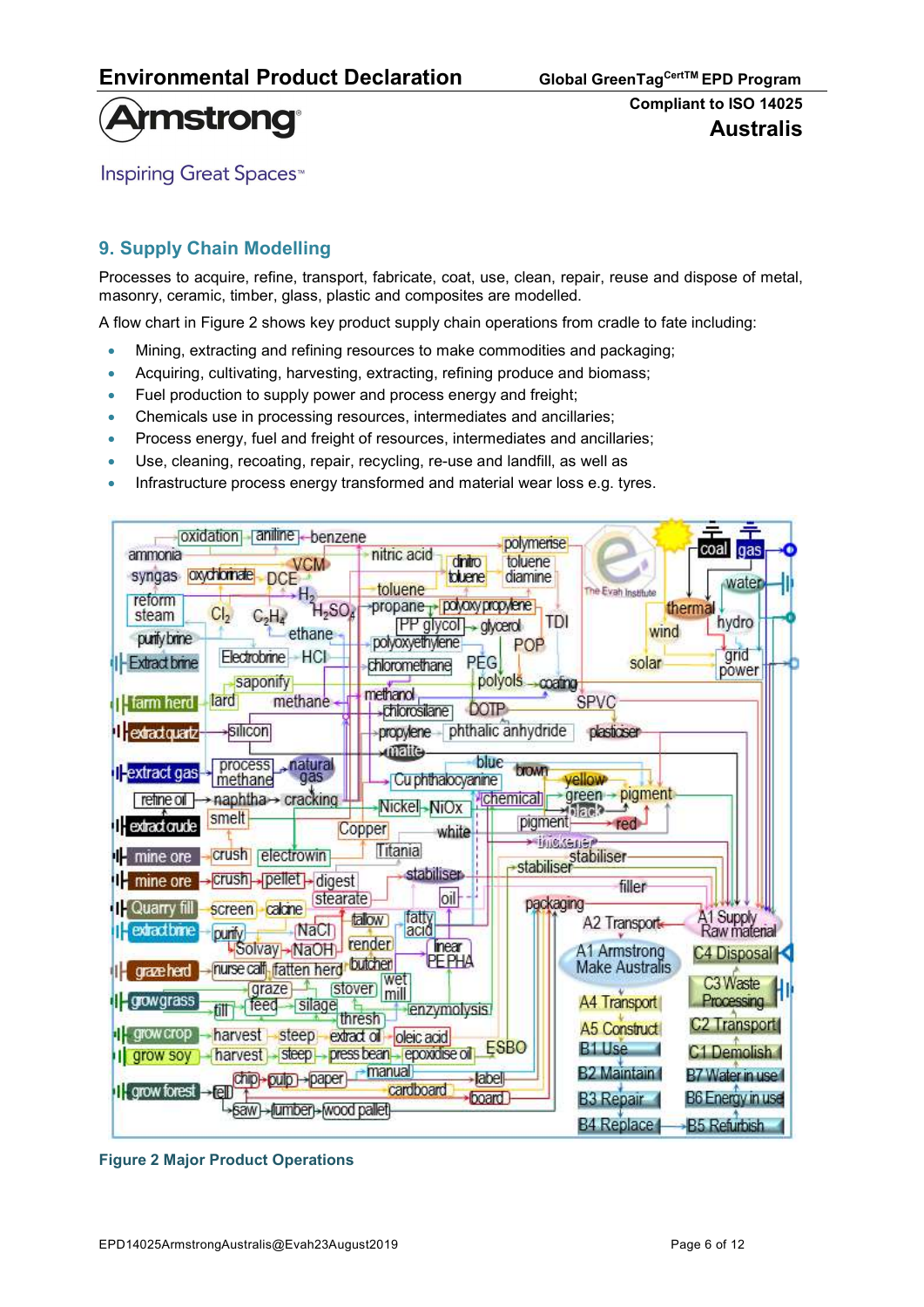## 9. Supply Chain Modelling

Processes to acquire, refine, transport, fabricate, coat, use, clean, repair, reuse and dispose of metal, masonry, ceramic, timber, glass, plastic and composites are modelled.

A flow chart in Figure 2 shows key product supply chain operations from cradle to fate including:

- Mining, extracting and refining resources to make commodities and packaging;
- Acquiring, cultivating, harvesting, extracting, refining produce and biomass;
- Fuel production to supply power and process energy and freight;
- Chemicals use in processing resources, intermediates and ancillaries;
- Process energy, fuel and freight of resources, intermediates and ancillaries;
- Use, cleaning, recoating, repair, recycling, re-use and landfill, as well as
- Infrastructure process energy transformed and material wear loss e.g. tyres.

Figure 2 Major Product Operations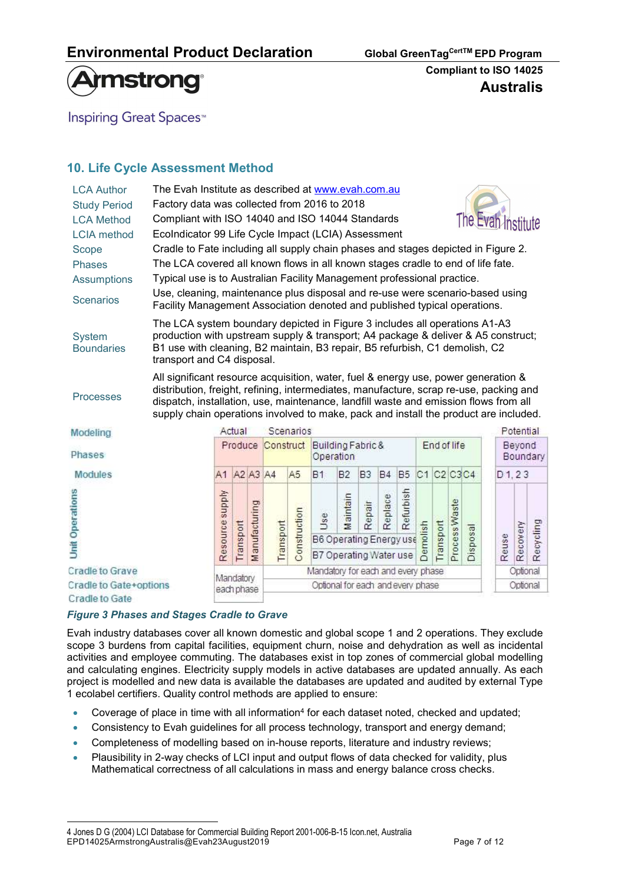## 10. Life Cycle Assessment Method

| | |
|---|---|
| LCA Author | The Evah Institute as described at www.evah.com.au |
| Study Period | Factory data was collected from 2016 to 2018 |
| LCA Method | Compliant with ISO 14040 and ISO 14044 Standards |
| LCIA method | EcoIndicator 99 Life Cycle Impact (LCIA) Assessment |
| Scope | Cradle to Fate including all supply chain phases and stages depicted in Figure 2. |
| Phases | The LCA covered all known flows in all known stages cradle to end of life fate. |
| Assumptions | Typical use is to Australian Facility Management professional practice. |
| Scenarios | Use, cleaning, maintenance plus disposal and re-use were scenario-based using Facility Management Association denoted and published typical operations. |
| System Boundaries | The LCA system boundary depicted in Figure 3 includes all operations A1-A3 production with upstream supply & transport; A4 package & deliver & A5 construct; B1 use with cleaning, B2 maintain, B3 repair, B5 refurbish, C1 demolish, C2 transport and C4 disposal. |
| Processes | All significant resource acquisition, water, fuel & energy use, power generation & distribution, freight, refining, intermediates, manufacture, scrap re-use, packing and dispatch, installation, use, maintenance, landfill waste and emission flows from all supply chain operations involved to make, pack and install the product are included. |

| Modeling | Actual | | | Scenarios | | | | | | | | | | | | Potential | | |
|---|---|---|---|---|---|---|---|---|---|---|---|---|---|---|---|---|---|---|
| Phases | Produce | | | Construct | | Building Fabric & Operation | | | | | End of life | | | | | Beyond Boundary | | |
| Modules | A1 | A2 | A3 | A4 | A5 | B1 | B2 | B3 | B4 | B5 | C1 | C2 | C3 | C4 | | D 1, 2 3 | | |
| Unit Operations | Resource supply | Transport | Manufacturing | Transport | Construction | Use | Maintain | Repair | Replace | Refurbish | Demolish | Transport | Process Waste | Disposal | | Reuse | Recovery | Recycling |
| | | | | | | B6 Operating Energy use | | | | | | | | | | | | |
| | | | | | | B7 Operating Water use | | | | | | | | | | | | |
| Cradle to Grave | Mandatory each phase | | | Mandatory for each and every phase | | | | | | | | | | | | Optional | | |
| Cradle to Gate+options | | | | Optional for each and every phase | | | | | | | | | | | | Optional | | |
| Cradle to Gate | | | | | | | | | | | | | | | | | | |

*Figure 3 Phases and Stages Cradle to Grave*

Evah industry databases cover all known domestic and global scope 1 and 2 operations. They exclude scope 3 burdens from capital facilities, equipment churn, noise and dehydration as well as incidental activities and employee commuting. The databases exist in top zones of commercial global modelling and calculating engines. Electricity supply models in active databases are updated annually. As each project is modelled and new data is available the databases are updated and audited by external Type 1 ecolabel certifiers. Quality control methods are applied to ensure:

- Coverage of place in time with all information[4] for each dataset noted, checked and updated;
- Consistency to Evah guidelines for all process technology, transport and energy demand;
- Completeness of modelling based on in-house reports, literature and industry reviews;
- Plausibility in 2-way checks of LCI input and output flows of data checked for validity, plus Mathematical correctness of all calculations in mass and energy balance cross checks.

4 Jones D G (2004) LCI Database for Commercial Building Report 2001-006-B-15 Icon.net, Australia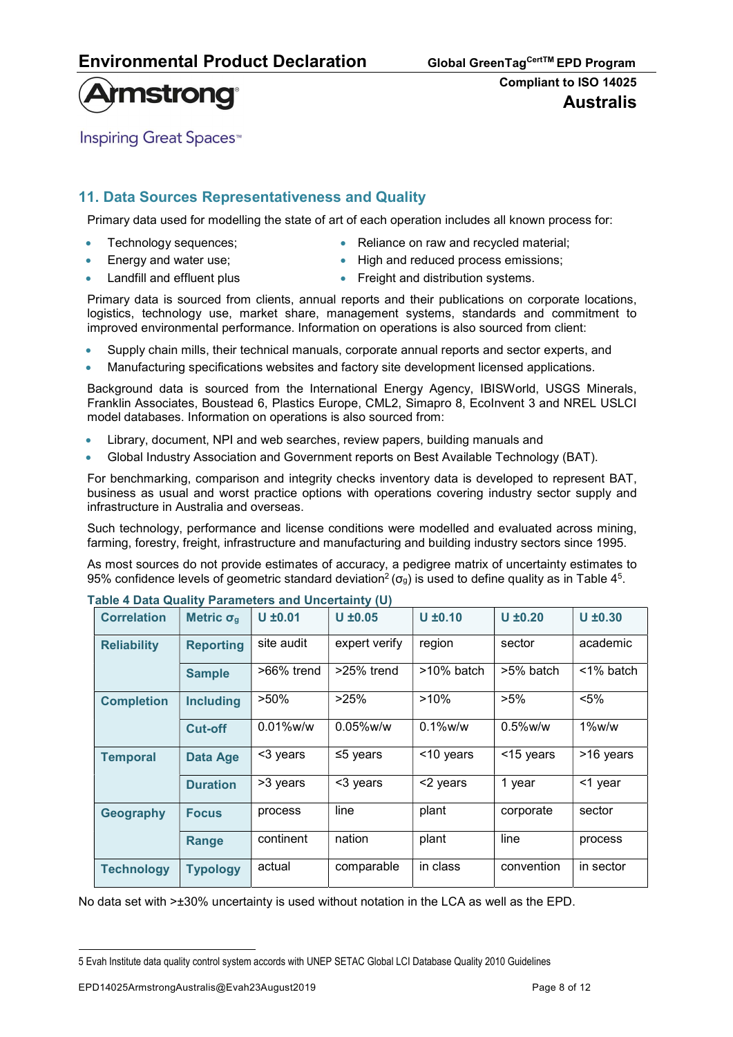## 11. Data Sources Representativeness and Quality

Primary data used for modelling the state of art of each operation includes all known process for:

- Technology sequences;
- Energy and water use;
- Landfill and effluent plus
- Reliance on raw and recycled material;
- High and reduced process emissions;
- Freight and distribution systems.

Primary data is sourced from clients, annual reports and their publications on corporate locations, logistics, technology use, market share, management systems, standards and commitment to improved environmental performance. Information on operations is also sourced from client:

- Supply chain mills, their technical manuals, corporate annual reports and sector experts, and
- Manufacturing specifications websites and factory site development licensed applications.

Background data is sourced from the International Energy Agency, IBISWorld, USGS Minerals, Franklin Associates, Boustead 6, Plastics Europe, CML2, Simapro 8, EcoInvent 3 and NREL USLCI model databases. Information on operations is also sourced from:

- Library, document, NPI and web searches, review papers, building manuals and
- Global Industry Association and Government reports on Best Available Technology (BAT).

For benchmarking, comparison and integrity checks inventory data is developed to represent BAT, business as usual and worst practice options with operations covering industry sector supply and infrastructure in Australia and overseas.

Such technology, performance and license conditions were modelled and evaluated across mining, farming, forestry, freight, infrastructure and manufacturing and building industry sectors since 1995.

As most sources do not provide estimates of accuracy, a pedigree matrix of uncertainty estimates to 95% confidence levels of geometric standard deviation[2] ($\sigma_g$) is used to define quality as in Table 4[5].

**Table 4 Data Quality Parameters and Uncertainty (U)**

| Correlation | Metric $\sigma_g$ | U ±0.01 | U ±0.05 | U ±0.10 | U ±0.20 | U ±0.30 |
|---|---|---|---|---|---|---|
| **Reliability** | **Reporting** | site audit | expert verify | region | sector | academic |
| | **Sample** | >66% trend | >25% trend | >10% batch | >5% batch | <1% batch |
| **Completion** | **Including** | >50% | >25% | >10% | >5% | <5% |
| | **Cut-off** | 0.01%w/w | 0.05%w/w | 0.1%w/w | 0.5%w/w | 1%w/w |
| **Temporal** | **Data Age** | <3 years | ≤5 years | <10 years | <15 years | >16 years |
| | **Duration** | >3 years | <3 years | <2 years | 1 year | <1 year |
| **Geography** | **Focus** | process | line | plant | corporate | sector |
| | **Range** | continent | nation | plant | line | process |
| **Technology** | **Typology** | actual | comparable | in class | convention | in sector |

No data set with >±30% uncertainty is used without notation in the LCA as well as the EPD.

5 Evah Institute data quality control system accords with UNEP SETAC Global LCI Database Quality 2010 Guidelines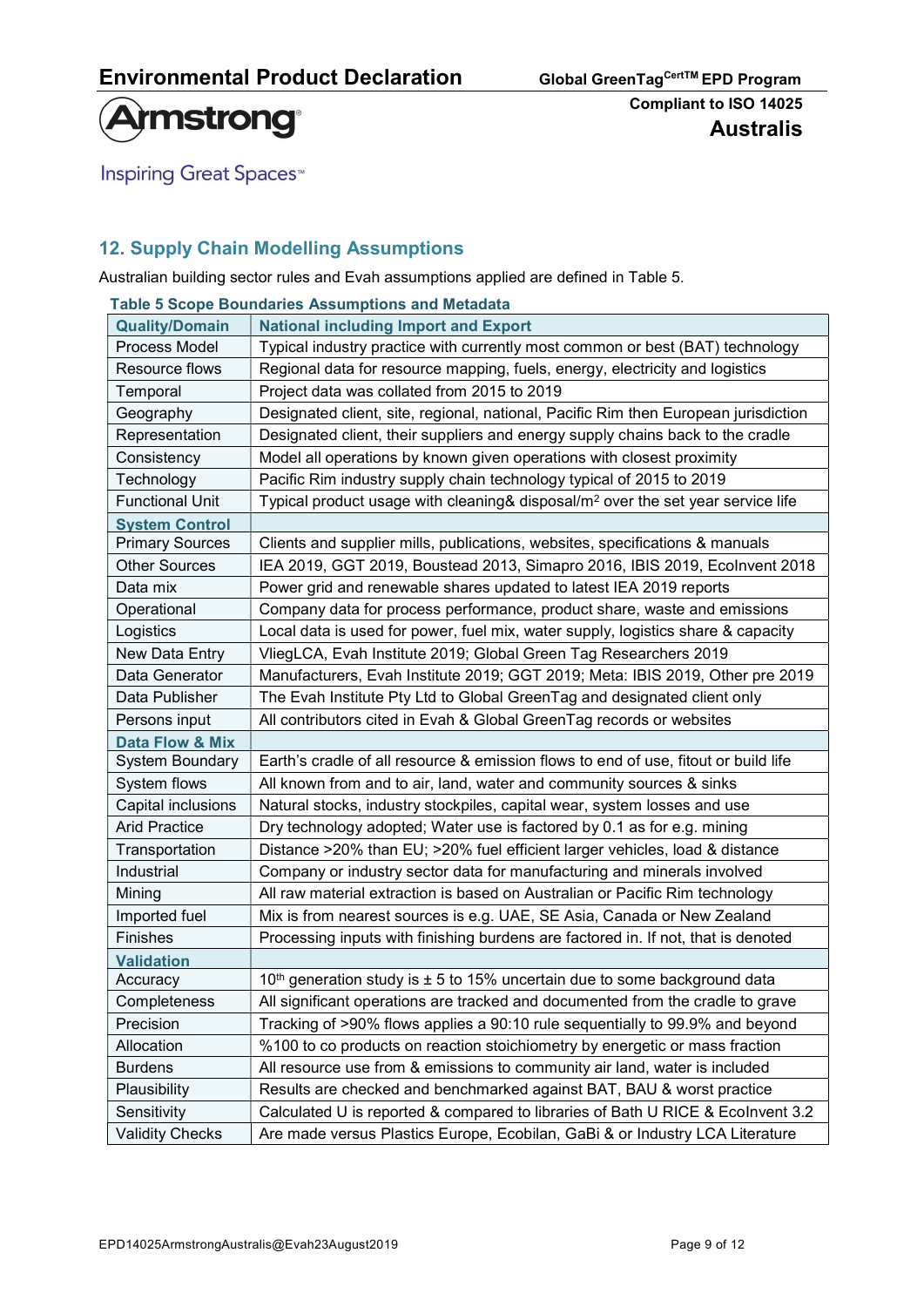## 12. Supply Chain Modelling Assumptions

Australian building sector rules and Evah assumptions applied are defined in Table 5.

**Table 5 Scope Boundaries Assumptions and Metadata**

| Quality/Domain | National including Import and Export |
|---|---|
| Process Model | Typical industry practice with currently most common or best (BAT) technology |
| Resource flows | Regional data for resource mapping, fuels, energy, electricity and logistics |
| Temporal | Project data was collated from 2015 to 2019 |
| Geography | Designated client, site, regional, national, Pacific Rim then European jurisdiction |
| Representation | Designated client, their suppliers and energy supply chains back to the cradle |
| Consistency | Model all operations by known given operations with closest proximity |
| Technology | Pacific Rim industry supply chain technology typical of 2015 to 2019 |
| Functional Unit | Typical product usage with cleaning& disposal/m$^2$ over the set year service life |
| **System Control** | |
| Primary Sources | Clients and supplier mills, publications, websites, specifications & manuals |
| Other Sources | IEA 2019, GGT 2019, Boustead 2013, Simapro 2016, IBIS 2019, EcoInvent 2018 |
| Data mix | Power grid and renewable shares updated to latest IEA 2019 reports |
| Operational | Company data for process performance, product share, waste and emissions |
| Logistics | Local data is used for power, fuel mix, water supply, logistics share & capacity |
| New Data Entry | VliegLCA, Evah Institute 2019; Global Green Tag Researchers 2019 |
| Data Generator | Manufacturers, Evah Institute 2019; GGT 2019; Meta: IBIS 2019, Other pre 2019 |
| Data Publisher | The Evah Institute Pty Ltd to Global GreenTag and designated client only |
| Persons input | All contributors cited in Evah & Global GreenTag records or websites |
| **Data Flow & Mix** | |
| System Boundary | Earth's cradle of all resource & emission flows to end of use, fitout or build life |
| System flows | All known from and to air, land, water and community sources & sinks |
| Capital inclusions | Natural stocks, industry stockpiles, capital wear, system losses and use |
| Arid Practice | Dry technology adopted; Water use is factored by 0.1 as for e.g. mining |
| Transportation | Distance >20% than EU; >20% fuel efficient larger vehicles, load & distance |
| Industrial | Company or industry sector data for manufacturing and minerals involved |
| Mining | All raw material extraction is based on Australian or Pacific Rim technology |
| Imported fuel | Mix is from nearest sources is e.g. UAE, SE Asia, Canada or New Zealand |
| Finishes | Processing inputs with finishing burdens are factored in. If not, that is denoted |
| **Validation** | |
| Accuracy | 10$^{th}$ generation study is ± 5 to 15% uncertain due to some background data |
| Completeness | All significant operations are tracked and documented from the cradle to grave |
| Precision | Tracking of >90% flows applies a 90:10 rule sequentially to 99.9% and beyond |
| Allocation | %100 to co products on reaction stoichiometry by energetic or mass fraction |
| Burdens | All resource use from & emissions to community air land, water is included |
| Plausibility | Results are checked and benchmarked against BAT, BAU & worst practice |
| Sensitivity | Calculated U is reported & compared to libraries of Bath U RICE & EcoInvent 3.2 |
| Validity Checks | Are made versus Plastics Europe, Ecobilan, GaBi & or Industry LCA Literature |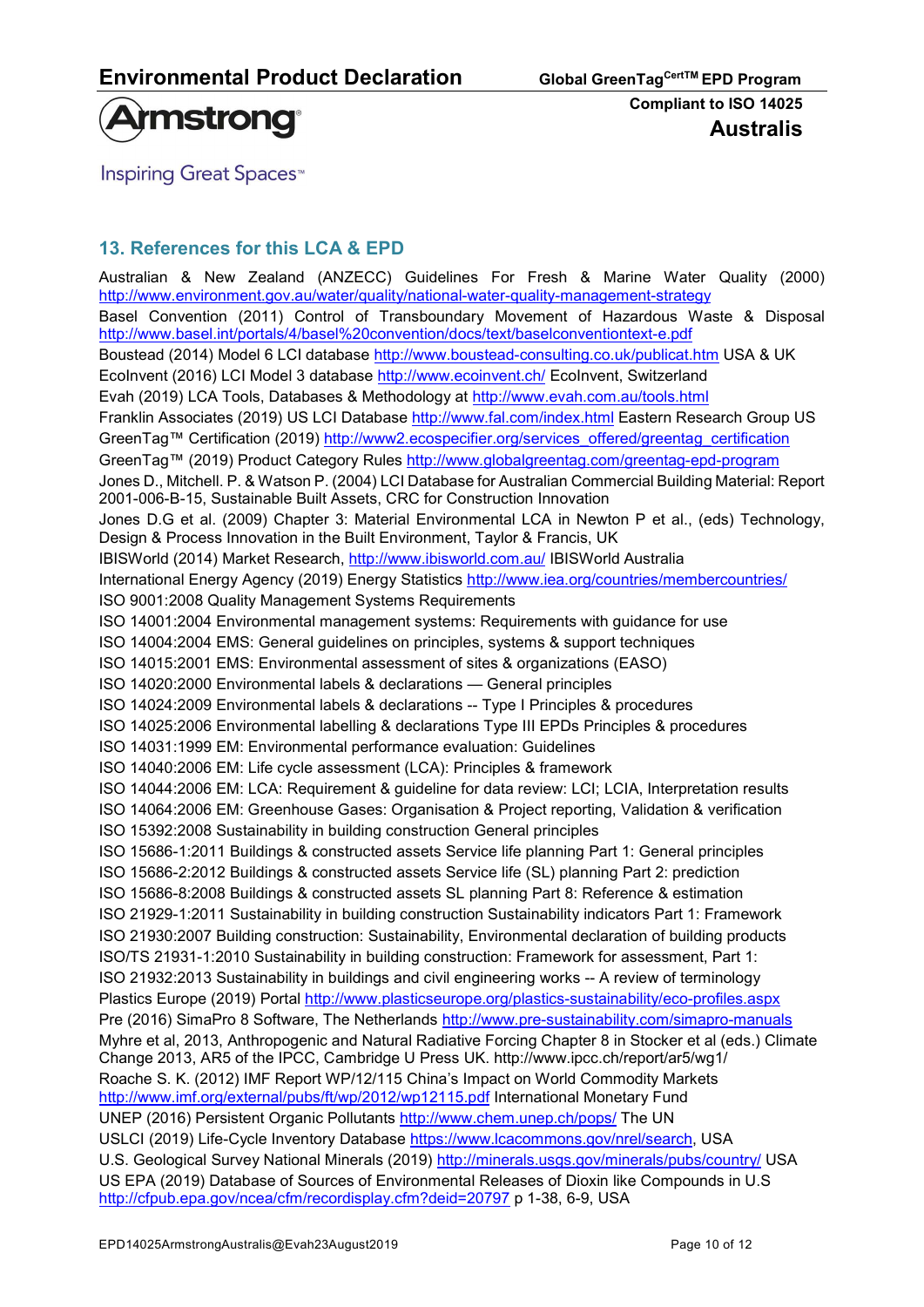## 13. References for this LCA & EPD

Australian & New Zealand (ANZECC) Guidelines For Fresh & Marine Water Quality (2000) http://www.environment.gov.au/water/quality/national-water-quality-management-strategy

Basel Convention (2011) Control of Transboundary Movement of Hazardous Waste & Disposal http://www.basel.int/portals/4/basel%20convention/docs/text/baselconventiontext-e.pdf

Boustead (2014) Model 6 LCI database http://www.boustead-consulting.co.uk/publicat.htm USA & UK

EcoInvent (2016) LCI Model 3 database http://www.ecoinvent.ch/ EcoInvent, Switzerland

Evah (2019) LCA Tools, Databases & Methodology at http://www.evah.com.au/tools.html

Franklin Associates (2019) US LCI Database http://www.fal.com/index.html Eastern Research Group US

GreenTag™ Certification (2019) http://www2.ecospecifier.org/services_offered/greentag_certification

GreenTag™ (2019) Product Category Rules http://www.globalgreentag.com/greentag-epd-program

Jones D., Mitchell. P. & Watson P. (2004) LCI Database for Australian Commercial Building Material: Report 2001-006-B-15, Sustainable Built Assets, CRC for Construction Innovation

Jones D.G et al. (2009) Chapter 3: Material Environmental LCA in Newton P et al., (eds) Technology, Design & Process Innovation in the Built Environment, Taylor & Francis, UK

IBISWorld (2014) Market Research, http://www.ibisworld.com.au/ IBISWorld Australia

International Energy Agency (2019) Energy Statistics http://www.iea.org/countries/membercountries/

ISO 9001:2008 Quality Management Systems Requirements

ISO 14001:2004 Environmental management systems: Requirements with guidance for use

ISO 14004:2004 EMS: General guidelines on principles, systems & support techniques

ISO 14015:2001 EMS: Environmental assessment of sites & organizations (EASO)

ISO 14020:2000 Environmental labels & declarations — General principles

ISO 14024:2009 Environmental labels & declarations -- Type I Principles & procedures

ISO 14025:2006 Environmental labelling & declarations Type III EPDs Principles & procedures

ISO 14031:1999 EM: Environmental performance evaluation: Guidelines

ISO 14040:2006 EM: Life cycle assessment (LCA): Principles & framework

ISO 14044:2006 EM: LCA: Requirement & guideline for data review: LCI; LCIA, Interpretation results

ISO 14064:2006 EM: Greenhouse Gases: Organisation & Project reporting, Validation & verification

ISO 15392:2008 Sustainability in building construction General principles

ISO 15686-1:2011 Buildings & constructed assets Service life planning Part 1: General principles

ISO 15686-2:2012 Buildings & constructed assets Service life (SL) planning Part 2: prediction

ISO 15686-8:2008 Buildings & constructed assets SL planning Part 8: Reference & estimation

ISO 21929-1:2011 Sustainability in building construction Sustainability indicators Part 1: Framework

ISO 21930:2007 Building construction: Sustainability, Environmental declaration of building products

ISO/TS 21931-1:2010 Sustainability in building construction: Framework for assessment, Part 1:

ISO 21932:2013 Sustainability in buildings and civil engineering works -- A review of terminology

Plastics Europe (2019) Portal http://www.plasticseurope.org/plastics-sustainability/eco-profiles.aspx

Pre (2016) SimaPro 8 Software, The Netherlands http://www.pre-sustainability.com/simapro-manuals

Myhre et al, 2013, Anthropogenic and Natural Radiative Forcing Chapter 8 in Stocker et al (eds.) Climate Change 2013, AR5 of the IPCC, Cambridge U Press UK. http://www.ipcc.ch/report/ar5/wg1/

Roache S. K. (2012) IMF Report WP/12/115 China's Impact on World Commodity Markets http://www.imf.org/external/pubs/ft/wp/2012/wp12115.pdf International Monetary Fund

UNEP (2016) Persistent Organic Pollutants http://www.chem.unep.ch/pops/ The UN

USLCI (2019) Life-Cycle Inventory Database https://www.lcacommons.gov/nrel/search, USA

U.S. Geological Survey National Minerals (2019) http://minerals.usgs.gov/minerals/pubs/country/ USA

US EPA (2019) Database of Sources of Environmental Releases of Dioxin like Compounds in U.S http://cfpub.epa.gov/ncea/cfm/recordisplay.cfm?deid=20797 p 1-38, 6-9, USA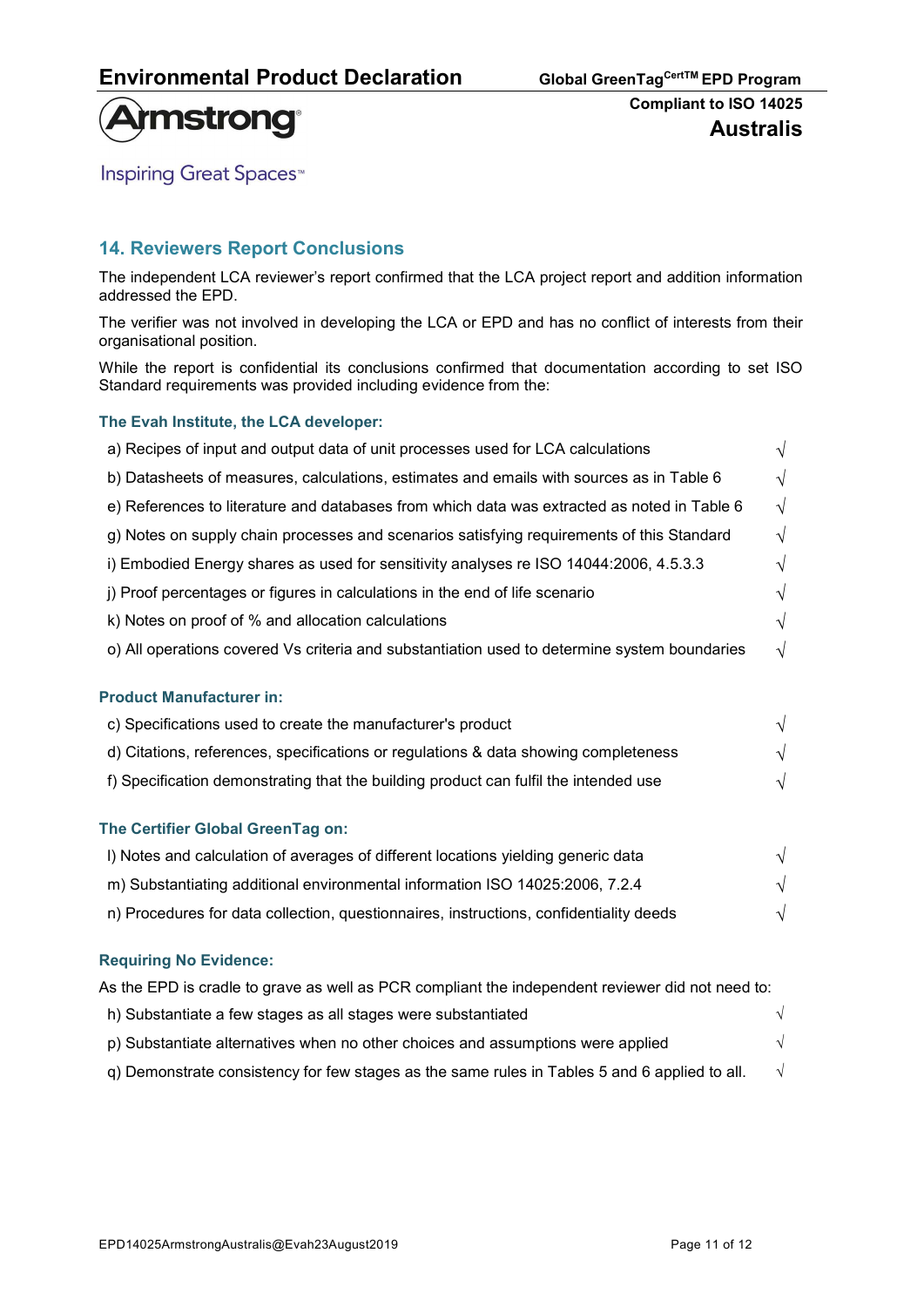## 14. Reviewers Report Conclusions

The independent LCA reviewer's report confirmed that the LCA project report and addition information addressed the EPD.

The verifier was not involved in developing the LCA or EPD and has no conflict of interests from their organisational position.

While the report is confidential its conclusions confirmed that documentation according to set ISO Standard requirements was provided including evidence from the:

### The Evah Institute, the LCA developer:

- a) Recipes of input and output data of unit processes used for LCA calculations √
- b) Datasheets of measures, calculations, estimates and emails with sources as in Table 6 √
- e) References to literature and databases from which data was extracted as noted in Table 6 √
- g) Notes on supply chain processes and scenarios satisfying requirements of this Standard √
- i) Embodied Energy shares as used for sensitivity analyses re ISO 14044:2006, 4.5.3.3 √
- j) Proof percentages or figures in calculations in the end of life scenario √
- k) Notes on proof of % and allocation calculations √
- o) All operations covered Vs criteria and substantiation used to determine system boundaries √

### Product Manufacturer in:

- c) Specifications used to create the manufacturer's product √
- d) Citations, references, specifications or regulations & data showing completeness √
- f) Specification demonstrating that the building product can fulfil the intended use √

### The Certifier Global GreenTag on:

- l) Notes and calculation of averages of different locations yielding generic data √
- m) Substantiating additional environmental information ISO 14025:2006, 7.2.4 √
- n) Procedures for data collection, questionnaires, instructions, confidentiality deeds √

### Requiring No Evidence:

As the EPD is cradle to grave as well as PCR compliant the independent reviewer did not need to:

- h) Substantiate a few stages as all stages were substantiated √
- p) Substantiate alternatives when no other choices and assumptions were applied √
- q) Demonstrate consistency for few stages as the same rules in Tables 5 and 6 applied to all. √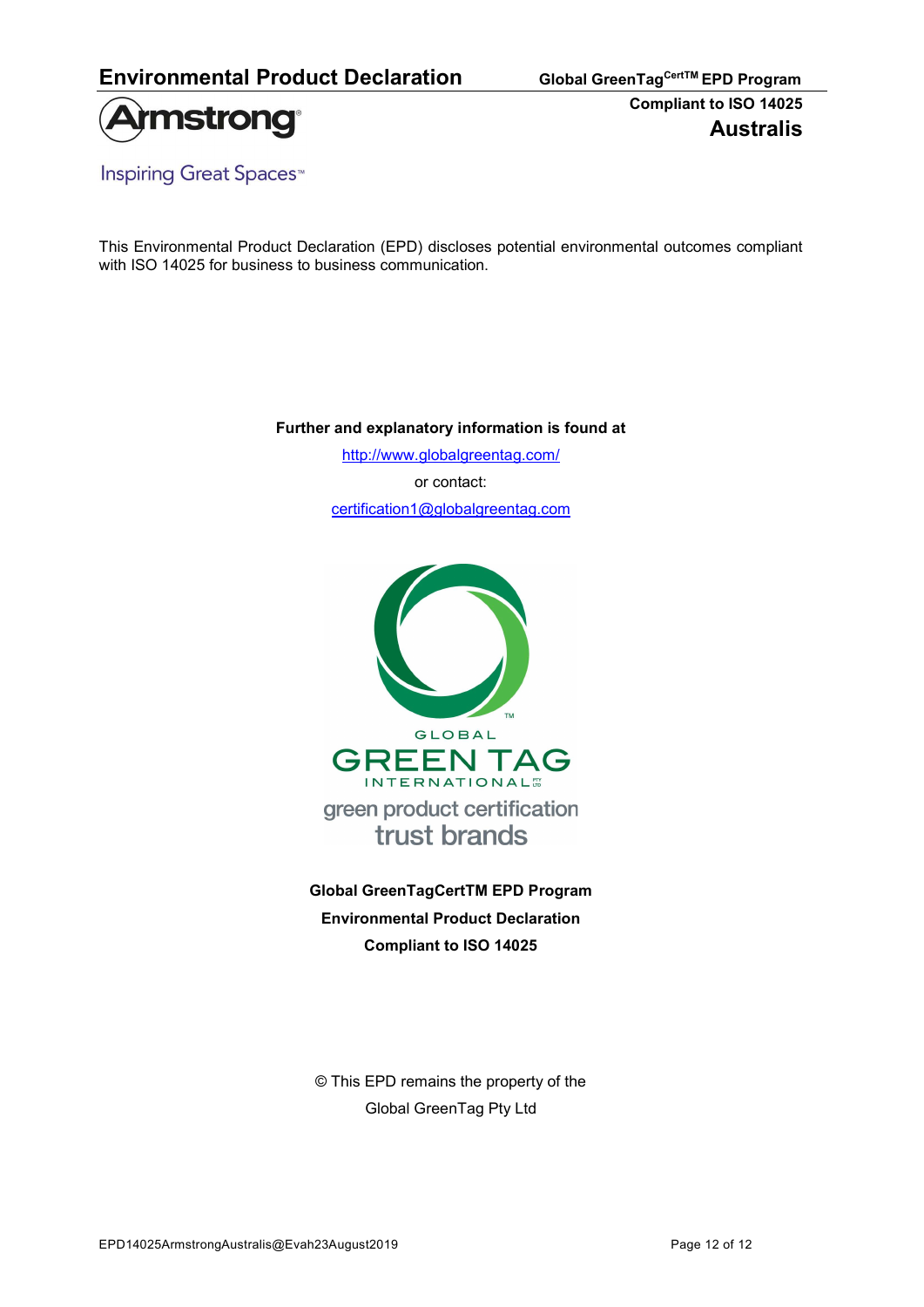This Environmental Product Declaration (EPD) discloses potential environmental outcomes compliant with ISO 14025 for business to business communication.

**Further and explanatory information is found at**

http://www.globalgreentag.com/

or contact:

certification1@globalgreentag.com

GLOBAL
GREEN TAG
INTERNATIONAL
green product certification
trust brands

**Global GreenTagCertTM EPD Program**

**Environmental Product Declaration**

**Compliant to ISO 14025**

© This EPD remains the property of the Global GreenTag Pty Ltd